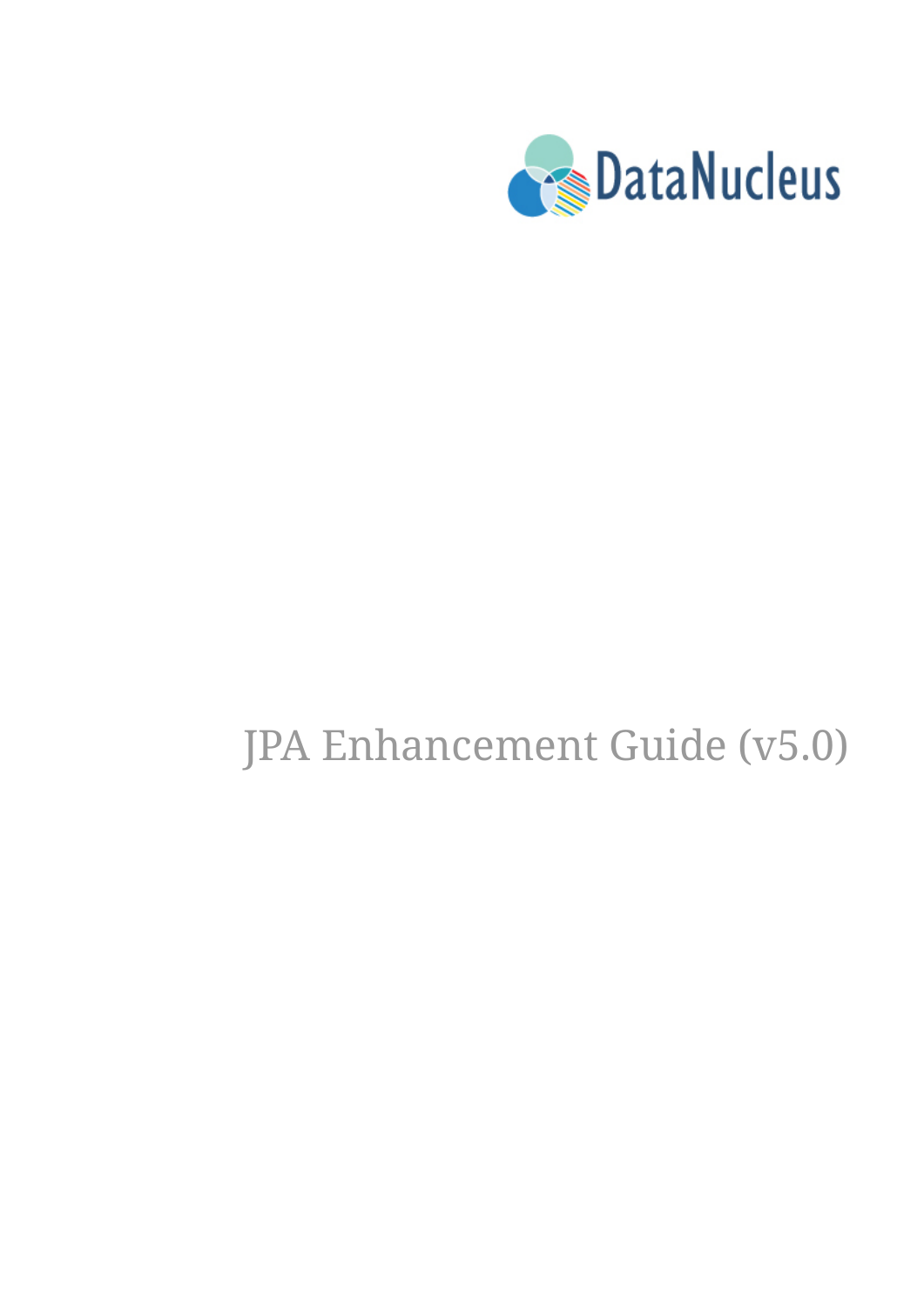DataNucleus

# JPA Enhancement Guide (v5.0)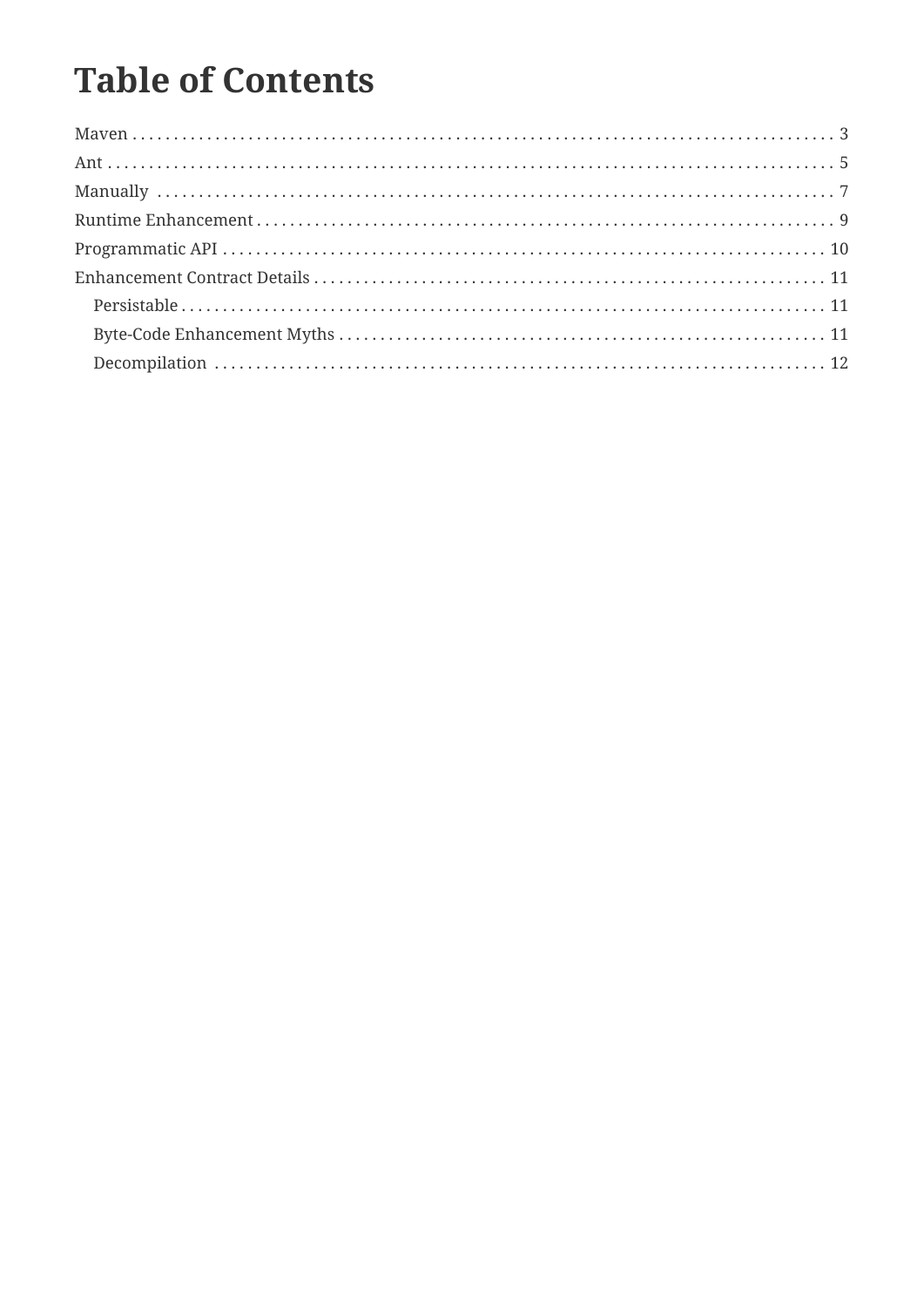# Table of Contents

- Maven . . . . . . . . . . . . . . . . . . . . . . . . . . . . . . . . . . . . . . . . . . . . . . . . . . . . . . . . . . . . . . . . . . . . . . . . . . . . . . . 3
- Ant . . . . . . . . . . . . . . . . . . . . . . . . . . . . . . . . . . . . . . . . . . . . . . . . . . . . . . . . . . . . . . . . . . . . . . . . . . . . . . . . . 5
- Manually . . . . . . . . . . . . . . . . . . . . . . . . . . . . . . . . . . . . . . . . . . . . . . . . . . . . . . . . . . . . . . . . . . . . . . . . . . . . . 7
- Runtime Enhancement . . . . . . . . . . . . . . . . . . . . . . . . . . . . . . . . . . . . . . . . . . . . . . . . . . . . . . . . . . . . . . . . . 9
- Programmatic API . . . . . . . . . . . . . . . . . . . . . . . . . . . . . . . . . . . . . . . . . . . . . . . . . . . . . . . . . . . . . . . . . . . . 10
- Enhancement Contract Details . . . . . . . . . . . . . . . . . . . . . . . . . . . . . . . . . . . . . . . . . . . . . . . . . . . . . . . . . . 11
  - Persistable . . . . . . . . . . . . . . . . . . . . . . . . . . . . . . . . . . . . . . . . . . . . . . . . . . . . . . . . . . . . . . . . . . . . . . . 11
  - Byte-Code Enhancement Myths . . . . . . . . . . . . . . . . . . . . . . . . . . . . . . . . . . . . . . . . . . . . . . . . . . . . . . 11
  - Decompilation . . . . . . . . . . . . . . . . . . . . . . . . . . . . . . . . . . . . . . . . . . . . . . . . . . . . . . . . . . . . . . . . . . . . 12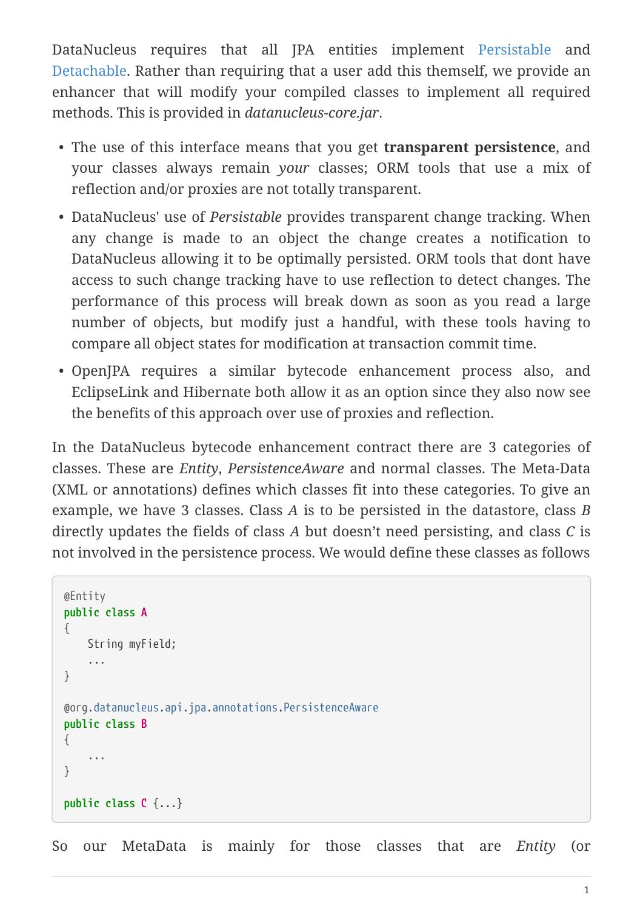DataNucleus requires that all JPA entities implement Persistable and Detachable. Rather than requiring that a user add this themself, we provide an enhancer that will modify your compiled classes to implement all required methods. This is provided in *datanucleus-core.jar*.

- The use of this interface means that you get **transparent persistence**, and your classes always remain *your* classes; ORM tools that use a mix of reflection and/or proxies are not totally transparent.
- DataNucleus' use of *Persistable* provides transparent change tracking. When any change is made to an object the change creates a notification to DataNucleus allowing it to be optimally persisted. ORM tools that dont have access to such change tracking have to use reflection to detect changes. The performance of this process will break down as soon as you read a large number of objects, but modify just a handful, with these tools having to compare all object states for modification at transaction commit time.
- OpenJPA requires a similar bytecode enhancement process also, and EclipseLink and Hibernate both allow it as an option since they also now see the benefits of this approach over use of proxies and reflection.

In the DataNucleus bytecode enhancement contract there are 3 categories of classes. These are *Entity*, *PersistenceAware* and normal classes. The Meta-Data (XML or annotations) defines which classes fit into these categories. To give an example, we have 3 classes. Class *A* is to be persisted in the datastore, class *B* directly updates the fields of class *A* but doesn't need persisting, and class *C* is not involved in the persistence process. We would define these classes as follows

```
@Entity
public class A
{
    String myField;
    ...
}

@org.datanucleus.api.jpa.annotations.PersistenceAware
public class B
{
    ...
}

public class C {...}
```

So our MetaData is mainly for those classes that are *Entity* (or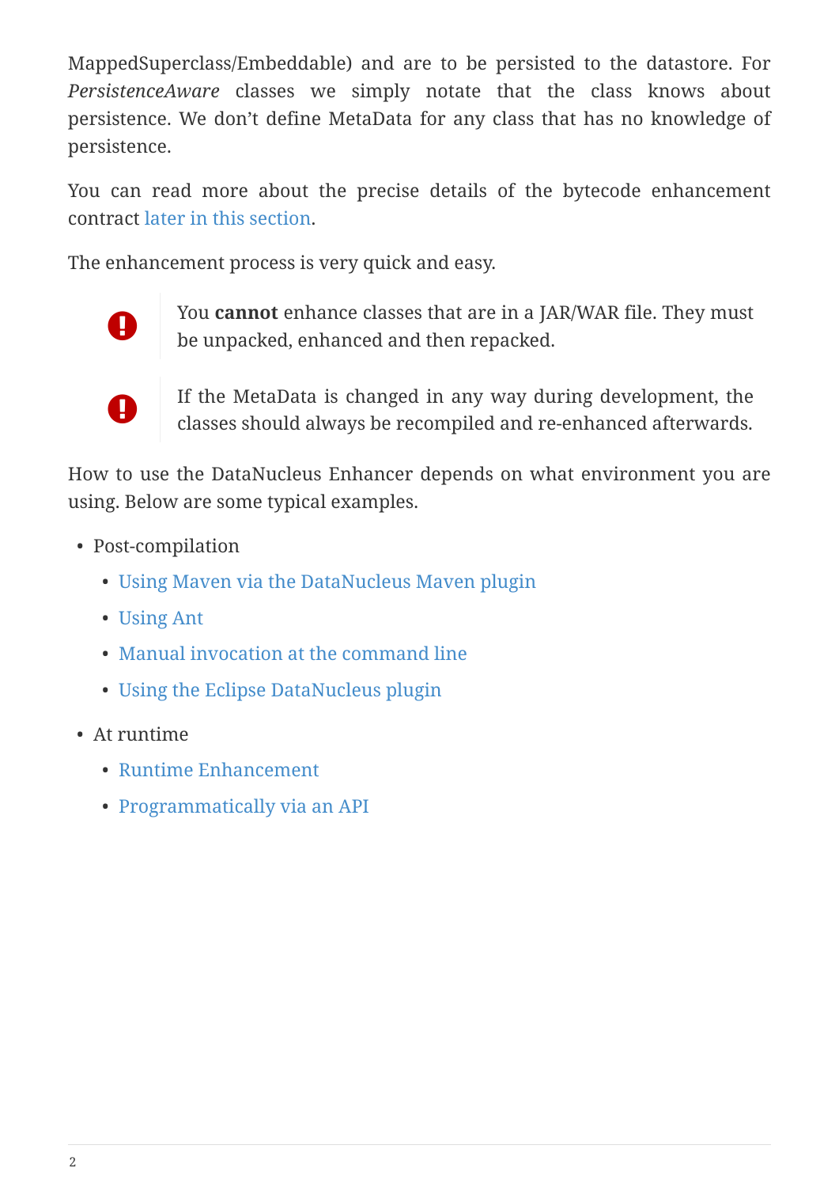MappedSuperclass/Embeddable) and are to be persisted to the datastore. For *PersistenceAware* classes we simply notate that the class knows about persistence. We don't define MetaData for any class that has no knowledge of persistence.

You can read more about the precise details of the bytecode enhancement contract later in this section.

The enhancement process is very quick and easy.

> You **cannot** enhance classes that are in a JAR/WAR file. They must be unpacked, enhanced and then repacked.

> If the MetaData is changed in any way during development, the classes should always be recompiled and re-enhanced afterwards.

How to use the DataNucleus Enhancer depends on what environment you are using. Below are some typical examples.

- Post-compilation
  - Using Maven via the DataNucleus Maven plugin
  - Using Ant
  - Manual invocation at the command line
  - Using the Eclipse DataNucleus plugin
- At runtime
  - Runtime Enhancement
  - Programmatically via an API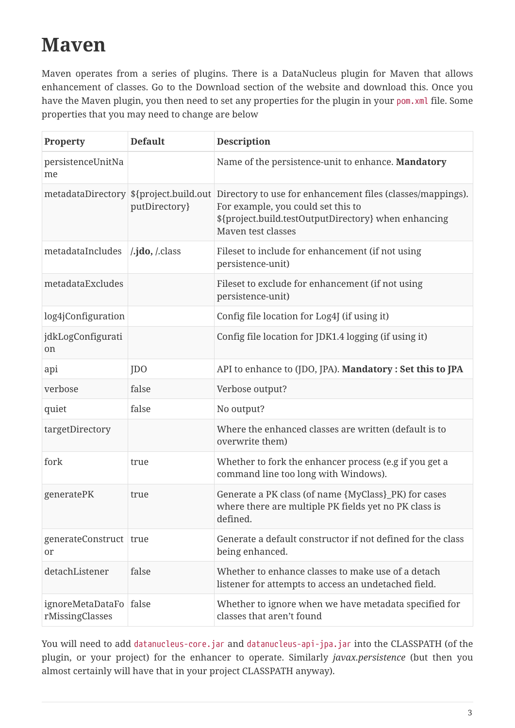# Maven

Maven operates from a series of plugins. There is a DataNucleus plugin for Maven that allows enhancement of classes. Go to the Download section of the website and download this. Once you have the Maven plugin, you then need to set any properties for the plugin in your `pom.xml` file. Some properties that you may need to change are below

| Property | Default | Description |
| --- | --- | --- |
| persistenceUnitName | | Name of the persistence-unit to enhance. **Mandatory** |
| metadataDirectory | ${project.build.outputDirectory} | Directory to use for enhancement files (classes/mappings). For example, you could set this to ${project.build.testOutputDirectory} when enhancing Maven test classes |
| metadataIncludes | /.**jdo,** /.class | Fileset to include for enhancement (if not using persistence-unit) |
| metadataExcludes | | Fileset to exclude for enhancement (if not using persistence-unit) |
| log4jConfiguration | | Config file location for Log4J (if using it) |
| jdkLogConfiguration | | Config file location for JDK1.4 logging (if using it) |
| api | JDO | API to enhance to (JDO, JPA). **Mandatory : Set this to JPA** |
| verbose | false | Verbose output? |
| quiet | false | No output? |
| targetDirectory | | Where the enhanced classes are written (default is to overwrite them) |
| fork | true | Whether to fork the enhancer process (e.g if you get a command line too long with Windows). |
| generatePK | true | Generate a PK class (of name {MyClass}_PK) for cases where there are multiple PK fields yet no PK class is defined. |
| generateConstructor | true | Generate a default constructor if not defined for the class being enhanced. |
| detachListener | false | Whether to enhance classes to make use of a detach listener for attempts to access an undetached field. |
| ignoreMetaDataForMissingClasses | false | Whether to ignore when we have metadata specified for classes that aren't found |

You will need to add `datanucleus-core.jar` and `datanucleus-api-jpa.jar` into the CLASSPATH (of the plugin, or your project) for the enhancer to operate. Similarly *javax.persistence* (but then you almost certainly will have that in your project CLASSPATH anyway).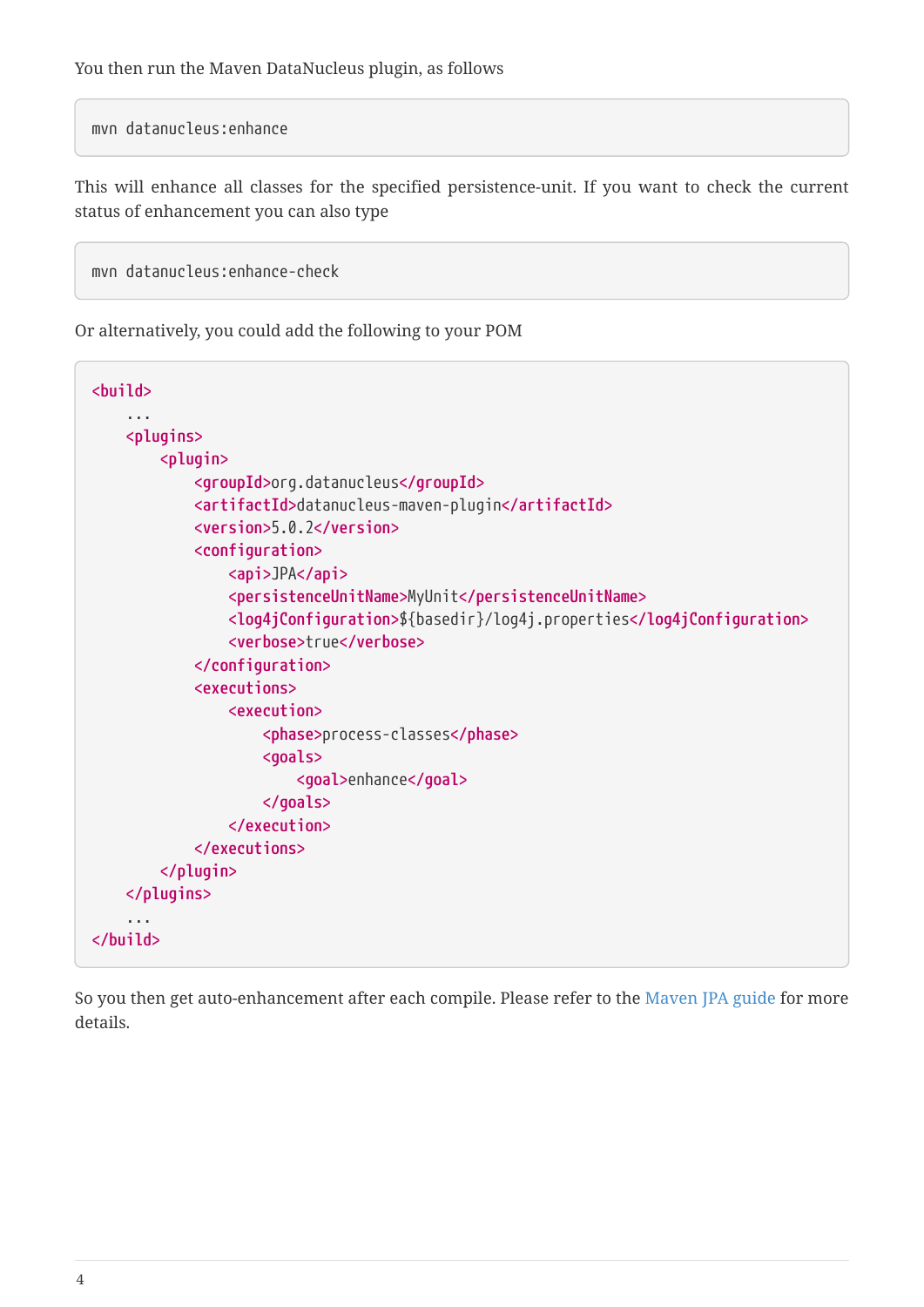You then run the Maven DataNucleus plugin, as follows

```
mvn datanucleus:enhance
```

This will enhance all classes for the specified persistence-unit. If you want to check the current status of enhancement you can also type

```
mvn datanucleus:enhance-check
```

Or alternatively, you could add the following to your POM

```
<build>
    ...
    <plugins>
        <plugin>
            <groupId>org.datanucleus</groupId>
            <artifactId>datanucleus-maven-plugin</artifactId>
            <version>5.0.2</version>
            <configuration>
                <api>JPA</api>
                <persistenceUnitName>MyUnit</persistenceUnitName>
                <log4jConfiguration>${basedir}/log4j.properties</log4jConfiguration>
                <verbose>true</verbose>
            </configuration>
            <executions>
                <execution>
                    <phase>process-classes</phase>
                    <goals>
                        <goal>enhance</goal>
                    </goals>
                </execution>
            </executions>
        </plugin>
    </plugins>
    ...
</build>
```

So you then get auto-enhancement after each compile. Please refer to the Maven JPA guide for more details.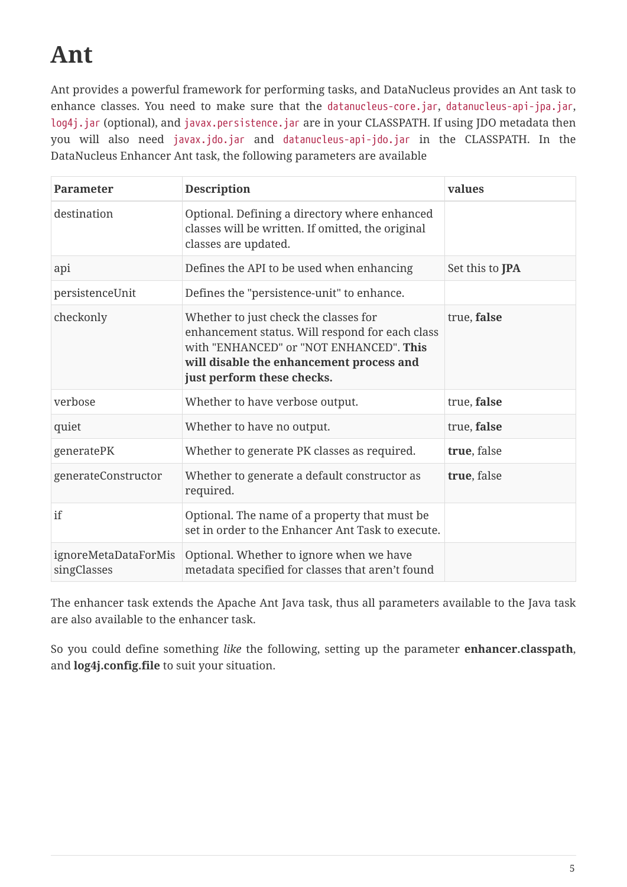# Ant

Ant provides a powerful framework for performing tasks, and DataNucleus provides an Ant task to enhance classes. You need to make sure that the `datanucleus-core.jar`, `datanucleus-api-jpa.jar`, `log4j.jar` (optional), and `javax.persistence.jar` are in your CLASSPATH. If using JDO metadata then you will also need `javax.jdo.jar` and `datanucleus-api-jdo.jar` in the CLASSPATH. In the DataNucleus Enhancer Ant task, the following parameters are available

| Parameter | Description | values |
| --- | --- | --- |
| destination | Optional. Defining a directory where enhanced classes will be written. If omitted, the original classes are updated. | |
| api | Defines the API to be used when enhancing | Set this to **JPA** |
| persistenceUnit | Defines the "persistence-unit" to enhance. | |
| checkonly | Whether to just check the classes for enhancement status. Will respond for each class with "ENHANCED" or "NOT ENHANCED". **This will disable the enhancement process and just perform these checks.** | true, **false** |
| verbose | Whether to have verbose output. | true, **false** |
| quiet | Whether to have no output. | true, **false** |
| generatePK | Whether to generate PK classes as required. | **true**, false |
| generateConstructor | Whether to generate a default constructor as required. | **true**, false |
| if | Optional. The name of a property that must be set in order to the Enhancer Ant Task to execute. | |
| ignoreMetaDataForMissingClasses | Optional. Whether to ignore when we have metadata specified for classes that aren't found | |

The enhancer task extends the Apache Ant Java task, thus all parameters available to the Java task are also available to the enhancer task.

So you could define something *like* the following, setting up the parameter **enhancer.classpath**, and **log4j.config.file** to suit your situation.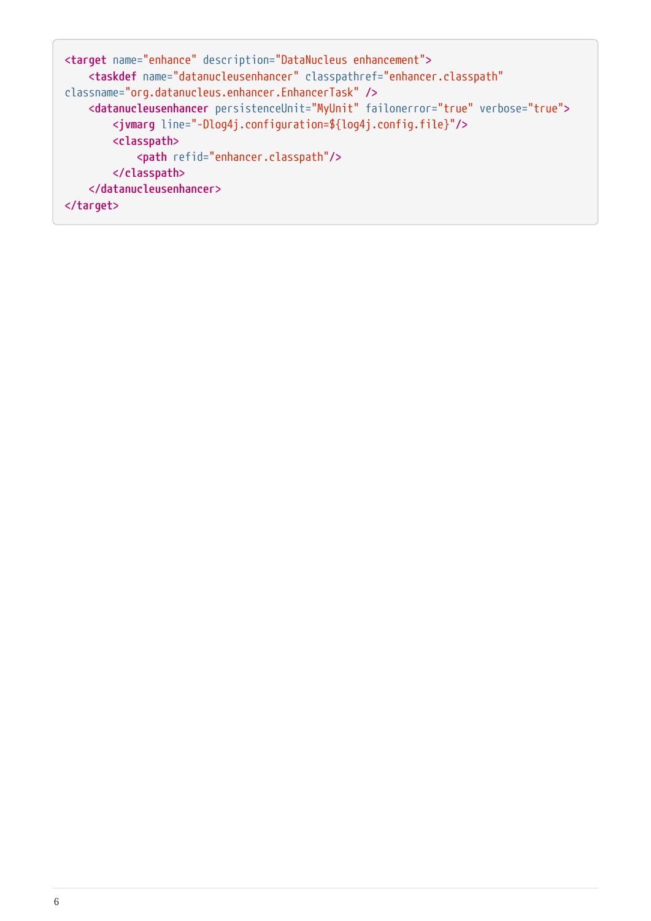```xml
<target name="enhance" description="DataNucleus enhancement">
    <taskdef name="datanucleusenhancer" classpathref="enhancer.classpath"
classname="org.datanucleus.enhancer.EnhancerTask" />
    <datanucleusenhancer persistenceUnit="MyUnit" failonerror="true" verbose="true">
        <jvmarg line="-Dlog4j.configuration=${log4j.config.file}"/>
        <classpath>
            <path refid="enhancer.classpath"/>
        </classpath>
    </datanucleusenhancer>
</target>
```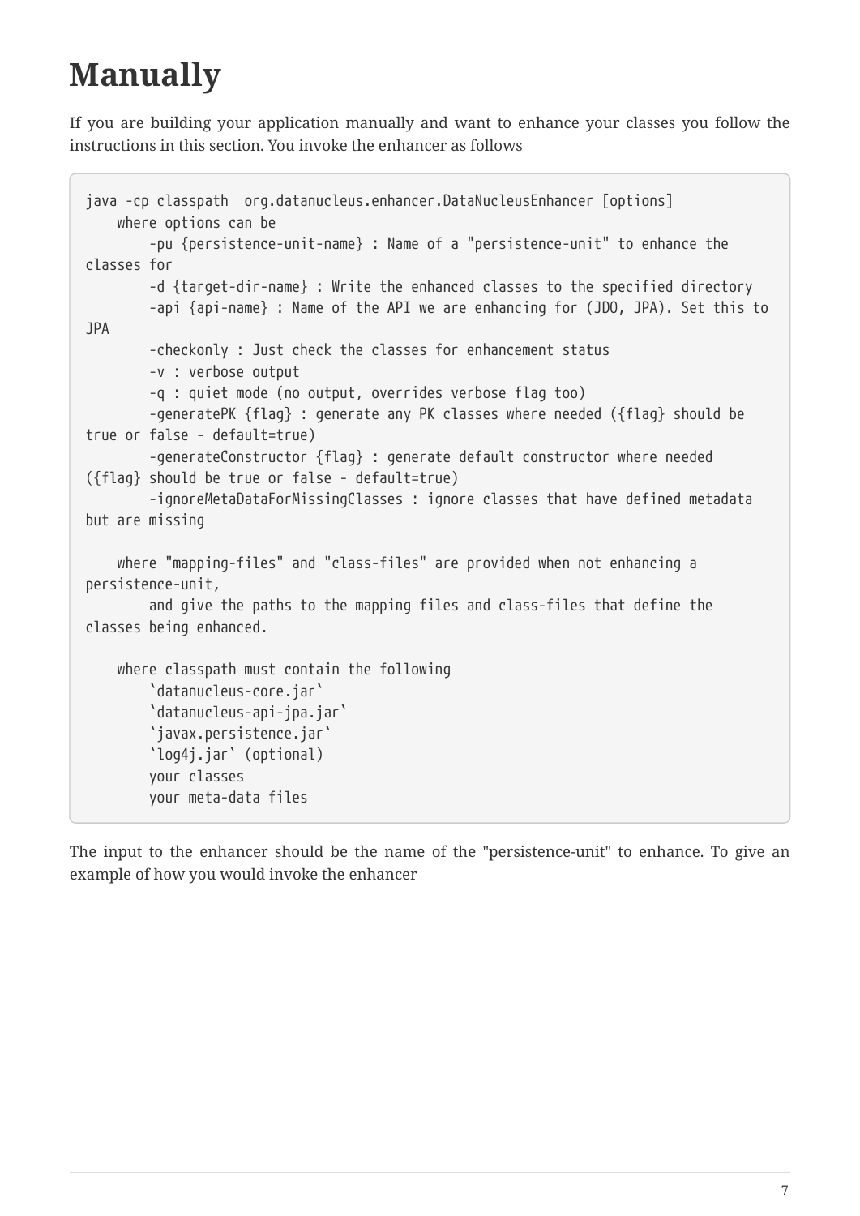# Manually

If you are building your application manually and want to enhance your classes you follow the instructions in this section. You invoke the enhancer as follows

```
java -cp classpath  org.datanucleus.enhancer.DataNucleusEnhancer [options]
    where options can be
        -pu {persistence-unit-name} : Name of a "persistence-unit" to enhance the
classes for
        -d {target-dir-name} : Write the enhanced classes to the specified directory
        -api {api-name} : Name of the API we are enhancing for (JDO, JPA). Set this to
JPA
        -checkonly : Just check the classes for enhancement status
        -v : verbose output
        -q : quiet mode (no output, overrides verbose flag too)
        -generatePK {flag} : generate any PK classes where needed ({flag} should be
true or false - default=true)
        -generateConstructor {flag} : generate default constructor where needed
({flag} should be true or false - default=true)
        -ignoreMetaDataForMissingClasses : ignore classes that have defined metadata
but are missing

    where "mapping-files" and "class-files" are provided when not enhancing a
persistence-unit,
        and give the paths to the mapping files and class-files that define the
classes being enhanced.

    where classpath must contain the following
        `datanucleus-core.jar`
        `datanucleus-api-jpa.jar`
        `javax.persistence.jar`
        `log4j.jar` (optional)
        your classes
        your meta-data files
```

The input to the enhancer should be the name of the "persistence-unit" to enhance. To give an example of how you would invoke the enhancer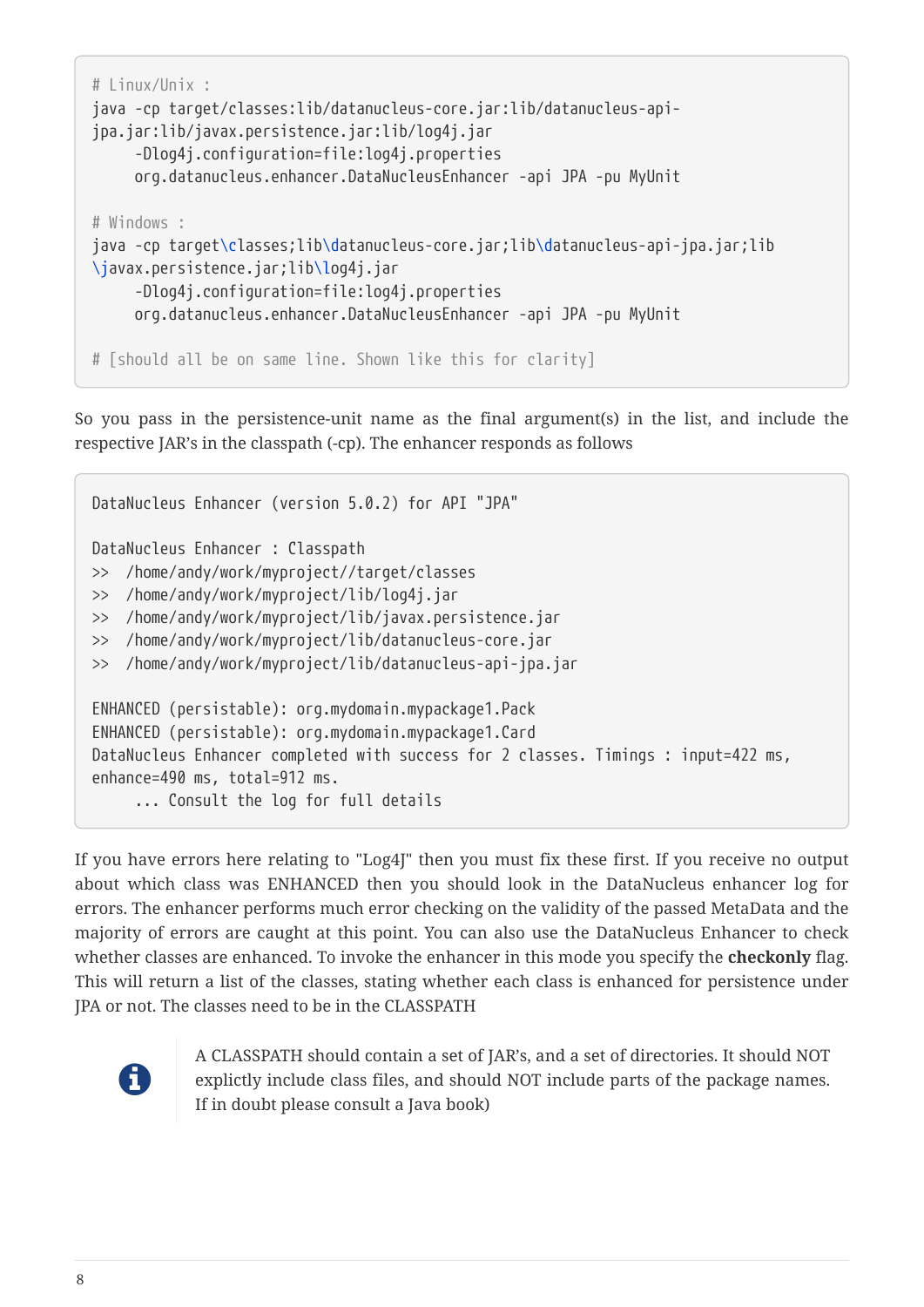```
# Linux/Unix :
java -cp target/classes:lib/datanucleus-core.jar:lib/datanucleus-api-
jpa.jar:lib/javax.persistence.jar:lib/log4j.jar
     -Dlog4j.configuration=file:log4j.properties
     org.datanucleus.enhancer.DataNucleusEnhancer -api JPA -pu MyUnit

# Windows :
java -cp target\classes;lib\datanucleus-core.jar;lib\datanucleus-api-jpa.jar;lib
\javax.persistence.jar;lib\log4j.jar
     -Dlog4j.configuration=file:log4j.properties
     org.datanucleus.enhancer.DataNucleusEnhancer -api JPA -pu MyUnit

# [should all be on same line. Shown like this for clarity]
```

So you pass in the persistence-unit name as the final argument(s) in the list, and include the respective JAR's in the classpath (-cp). The enhancer responds as follows

```
DataNucleus Enhancer (version 5.0.2) for API "JPA"

DataNucleus Enhancer : Classpath
>>  /home/andy/work/myproject//target/classes
>>  /home/andy/work/myproject/lib/log4j.jar
>>  /home/andy/work/myproject/lib/javax.persistence.jar
>>  /home/andy/work/myproject/lib/datanucleus-core.jar
>>  /home/andy/work/myproject/lib/datanucleus-api-jpa.jar

ENHANCED (persistable): org.mydomain.mypackage1.Pack
ENHANCED (persistable): org.mydomain.mypackage1.Card
DataNucleus Enhancer completed with success for 2 classes. Timings : input=422 ms,
enhance=490 ms, total=912 ms.
     ... Consult the log for full details
```

If you have errors here relating to "Log4J" then you must fix these first. If you receive no output about which class was ENHANCED then you should look in the DataNucleus enhancer log for errors. The enhancer performs much error checking on the validity of the passed MetaData and the majority of errors are caught at this point. You can also use the DataNucleus Enhancer to check whether classes are enhanced. To invoke the enhancer in this mode you specify the **checkonly** flag. This will return a list of the classes, stating whether each class is enhanced for persistence under JPA or not. The classes need to be in the CLASSPATH

> A CLASSPATH should contain a set of JAR's, and a set of directories. It should NOT explictly include class files, and should NOT include parts of the package names. If in doubt please consult a Java book)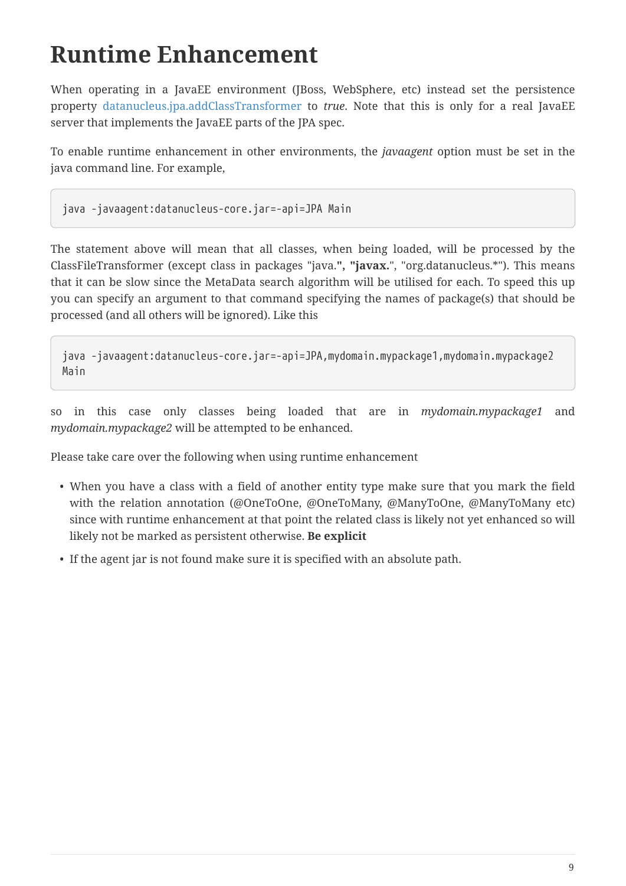# Runtime Enhancement

When operating in a JavaEE environment (JBoss, WebSphere, etc) instead set the persistence property datanucleus.jpa.addClassTransformer to *true*. Note that this is only for a real JavaEE server that implements the JavaEE parts of the JPA spec.

To enable runtime enhancement in other environments, the *javaagent* option must be set in the java command line. For example,

```
java -javaagent:datanucleus-core.jar=-api=JPA Main
```

The statement above will mean that all classes, when being loaded, will be processed by the ClassFileTransformer (except class in packages "java.**", "javax.**", "org.datanucleus.*"). This means that it can be slow since the MetaData search algorithm will be utilised for each. To speed this up you can specify an argument to that command specifying the names of package(s) that should be processed (and all others will be ignored). Like this

```
java -javaagent:datanucleus-core.jar=-api=JPA,mydomain.mypackage1,mydomain.mypackage2
Main
```

so in this case only classes being loaded that are in *mydomain.mypackage1* and *mydomain.mypackage2* will be attempted to be enhanced.

Please take care over the following when using runtime enhancement

- When you have a class with a field of another entity type make sure that you mark the field with the relation annotation (@OneToOne, @OneToMany, @ManyToOne, @ManyToMany etc) since with runtime enhancement at that point the related class is likely not yet enhanced so will likely not be marked as persistent otherwise. **Be explicit**
- If the agent jar is not found make sure it is specified with an absolute path.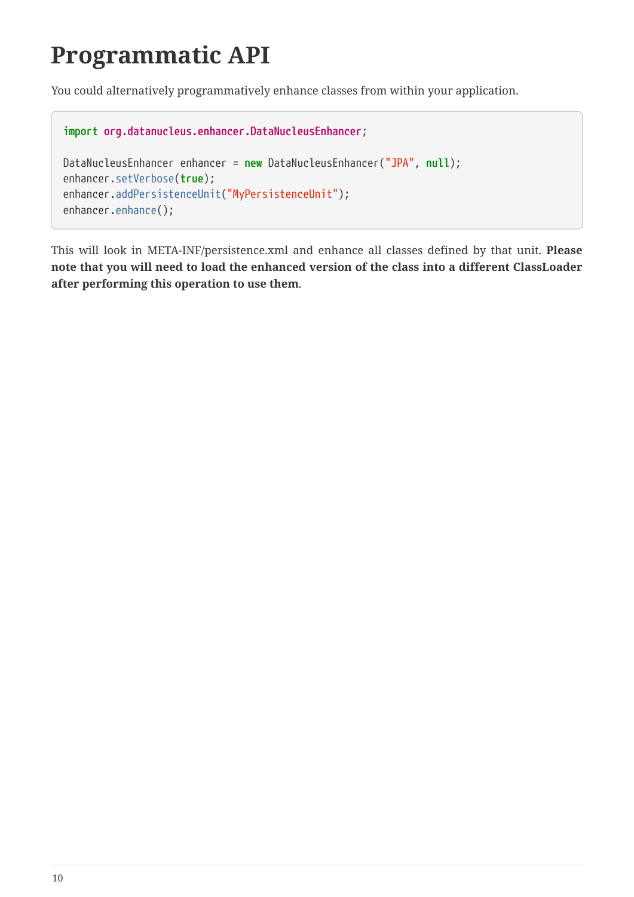# Programmatic API

You could alternatively programmatively enhance classes from within your application.

```
import org.datanucleus.enhancer.DataNucleusEnhancer;

DataNucleusEnhancer enhancer = new DataNucleusEnhancer("JPA", null);
enhancer.setVerbose(true);
enhancer.addPersistenceUnit("MyPersistenceUnit");
enhancer.enhance();
```

This will look in META-INF/persistence.xml and enhance all classes defined by that unit. **Please note that you will need to load the enhanced version of the class into a different ClassLoader after performing this operation to use them**.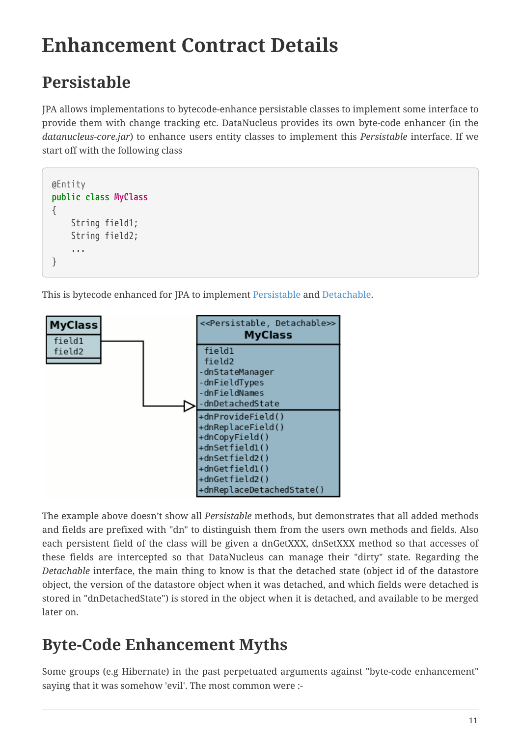# Enhancement Contract Details

## Persistable

JPA allows implementations to bytecode-enhance persistable classes to implement some interface to provide them with change tracking etc. DataNucleus provides its own byte-code enhancer (in the *datanucleus-core.jar*) to enhance users entity classes to implement this *Persistable* interface. If we start off with the following class

```
@Entity
public class MyClass
{
    String field1;
    String field2;
    ...
}
```

This is bytecode enhanced for JPA to implement Persistable and Detachable.

The example above doesn't show all *Persistable* methods, but demonstrates that all added methods and fields are prefixed with "dn" to distinguish them from the users own methods and fields. Also each persistent field of the class will be given a dnGetXXX, dnSetXXX method so that accesses of these fields are intercepted so that DataNucleus can manage their "dirty" state. Regarding the *Detachable* interface, the main thing to know is that the detached state (object id of the datastore object, the version of the datastore object when it was detached, and which fields were detached is stored in "dnDetachedState") is stored in the object when it is detached, and available to be merged later on.

# Byte-Code Enhancement Myths

Some groups (e.g Hibernate) in the past perpetuated arguments against "byte-code enhancement" saying that it was somehow 'evil'. The most common were :-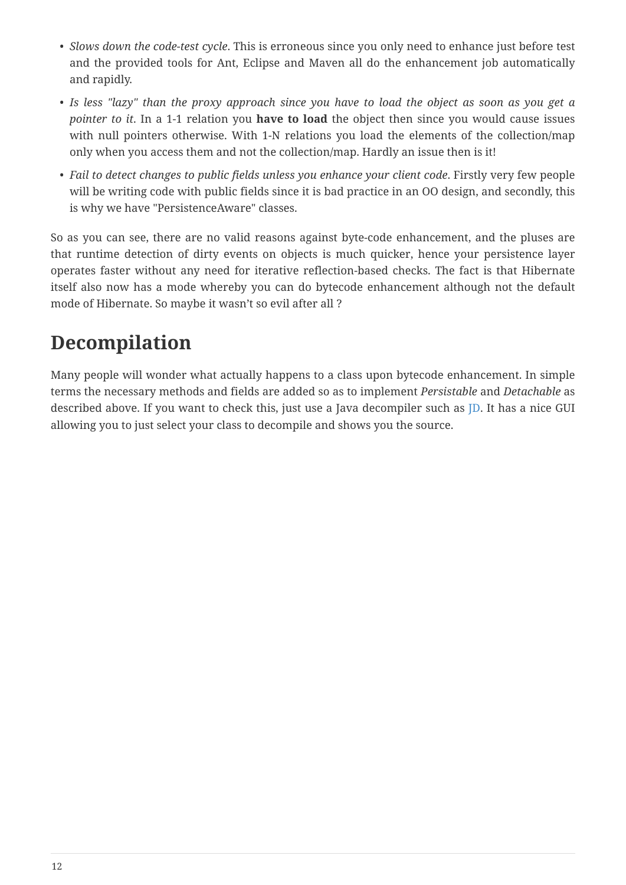- *Slows down the code-test cycle*. This is erroneous since you only need to enhance just before test and the provided tools for Ant, Eclipse and Maven all do the enhancement job automatically and rapidly.
- *Is less "lazy" than the proxy approach since you have to load the object as soon as you get a pointer to it*. In a 1-1 relation you **have to load** the object then since you would cause issues with null pointers otherwise. With 1-N relations you load the elements of the collection/map only when you access them and not the collection/map. Hardly an issue then is it!
- *Fail to detect changes to public fields unless you enhance your client code*. Firstly very few people will be writing code with public fields since it is bad practice in an OO design, and secondly, this is why we have "PersistenceAware" classes.

So as you can see, there are no valid reasons against byte-code enhancement, and the pluses are that runtime detection of dirty events on objects is much quicker, hence your persistence layer operates faster without any need for iterative reflection-based checks. The fact is that Hibernate itself also now has a mode whereby you can do bytecode enhancement although not the default mode of Hibernate. So maybe it wasn't so evil after all ?

## Decompilation

Many people will wonder what actually happens to a class upon bytecode enhancement. In simple terms the necessary methods and fields are added so as to implement *Persistable* and *Detachable* as described above. If you want to check this, just use a Java decompiler such as JD. It has a nice GUI allowing you to just select your class to decompile and shows you the source.